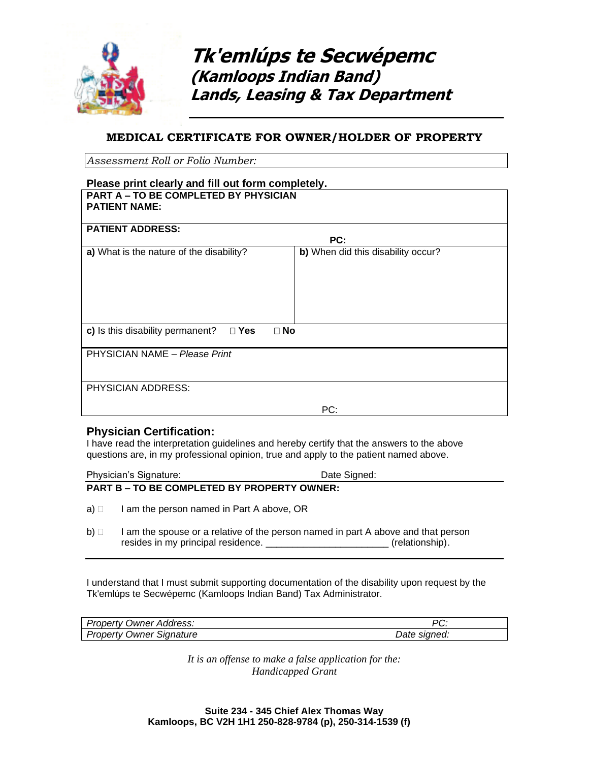# Tk'emlúps te Secwépemc
## (Kamloops Indian Band)
## Lands, Leasing & Tax Department

### MEDICAL CERTIFICATE FOR OWNER/HOLDER OF PROPERTY

*Assessment Roll or Folio Number:*

**Please print clearly and fill out form completely.**

**PART A – TO BE COMPLETED BY PHYSICIAN**

**PATIENT NAME:**

**PATIENT ADDRESS:**

**PC:**

| **a)** What is the nature of the disability? | **b)** When did this disability occur? |
|---|---|
| | |

**c)** Is this disability permanent? ☐ **Yes** ☐ **No**

PHYSICIAN NAME – *Please Print*

PHYSICIAN ADDRESS:

PC:

### Physician Certification:

I have read the interpretation guidelines and hereby certify that the answers to the above questions are, in my professional opinion, true and apply to the patient named above.

Physician's Signature: Date Signed:

**PART B – TO BE COMPLETED BY PROPERTY OWNER:**

a) ☐ I am the person named in Part A above, OR

b) ☐ I am the spouse or a relative of the person named in part A above and that person resides in my principal residence. _______________________ (relationship).

I understand that I must submit supporting documentation of the disability upon request by the Tk'emlúps te Secwépemc (Kamloops Indian Band) Tax Administrator.

| *Property Owner Address:* | *PC:* |
|---|---|
| *Property Owner Signature* | *Date signed:* |

*It is an offense to make a false application for the:*
*Handicapped Grant*

**Suite 234 - 345 Chief Alex Thomas Way**
**Kamloops, BC V2H 1H1 250-828-9784 (p), 250-314-1539 (f)**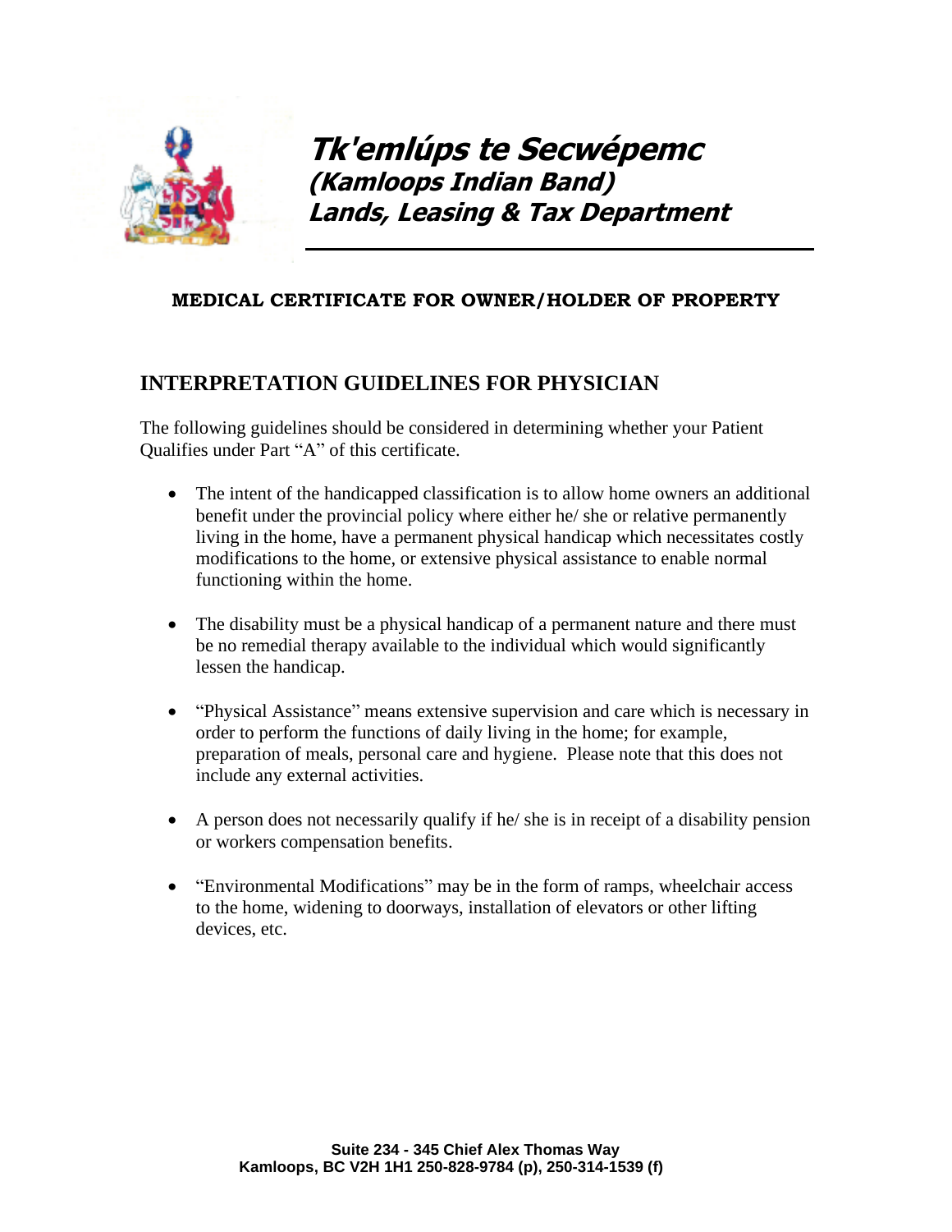# *Tk'emlúps te Secwépemc*
## *(Kamloops Indian Band)*
## *Lands, Leasing & Tax Department*

**MEDICAL CERTIFICATE FOR OWNER/HOLDER OF PROPERTY**

## INTERPRETATION GUIDELINES FOR PHYSICIAN

The following guidelines should be considered in determining whether your Patient Qualifies under Part "A" of this certificate.

- The intent of the handicapped classification is to allow home owners an additional benefit under the provincial policy where either he/ she or relative permanently living in the home, have a permanent physical handicap which necessitates costly modifications to the home, or extensive physical assistance to enable normal functioning within the home.

- The disability must be a physical handicap of a permanent nature and there must be no remedial therapy available to the individual which would significantly lessen the handicap.

- "Physical Assistance" means extensive supervision and care which is necessary in order to perform the functions of daily living in the home; for example, preparation of meals, personal care and hygiene. Please note that this does not include any external activities.

- A person does not necessarily qualify if he/ she is in receipt of a disability pension or workers compensation benefits.

- "Environmental Modifications" may be in the form of ramps, wheelchair access to the home, widening to doorways, installation of elevators or other lifting devices, etc.

**Suite 234 - 345 Chief Alex Thomas Way**
**Kamloops, BC V2H 1H1 250-828-9784 (p), 250-314-1539 (f)**